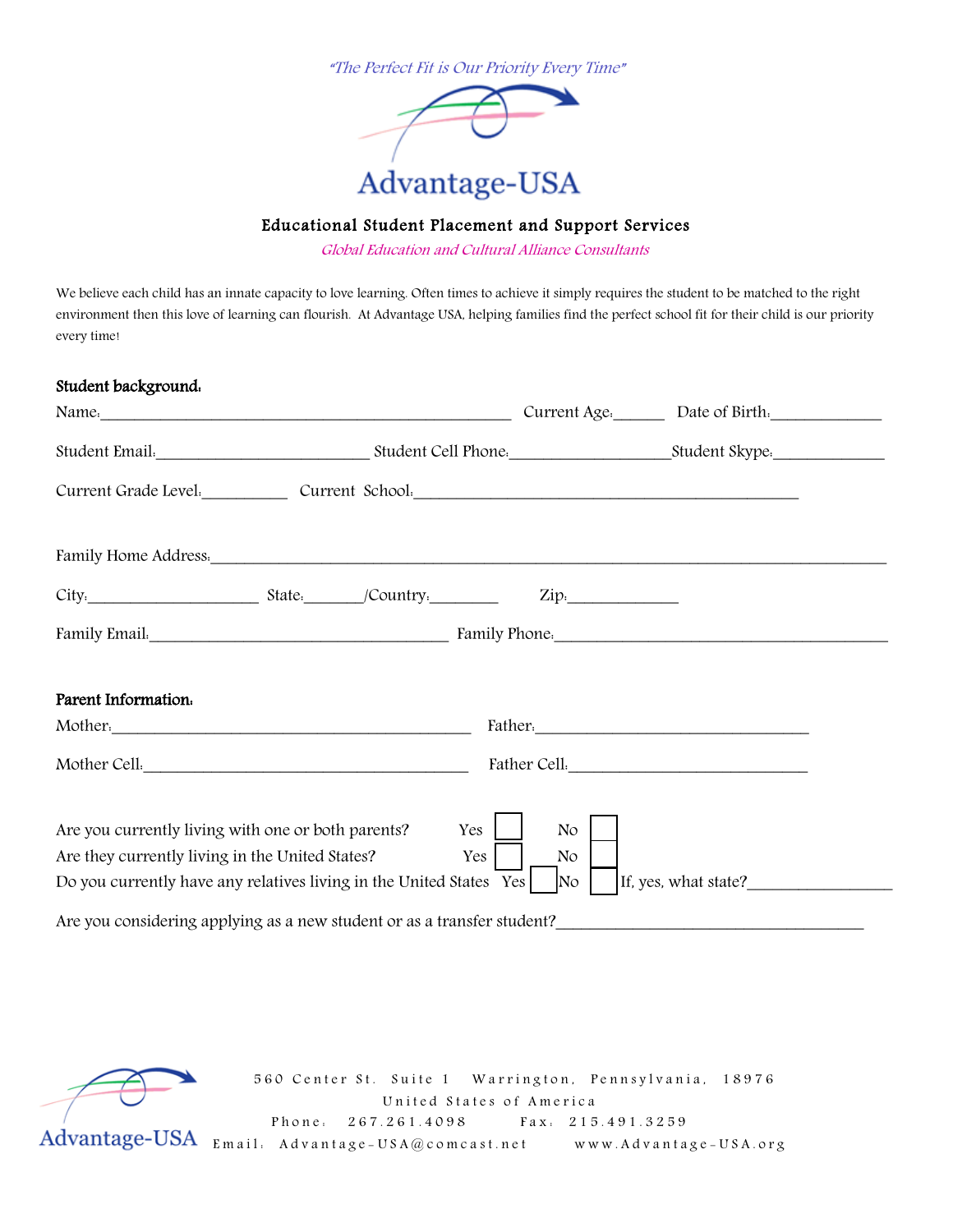*"The Perfect Fit is Our Priority Every Time"*

# Advantage-USA

## Educational Student Placement and Support Services

*Global Education and Cultural Alliance Consultants*

We believe each child has an innate capacity to love learning. Often times to achieve it simply requires the student to be matched to the right environment then this love of learning can flourish. At Advantage USA, helping families find the perfect school fit for their child is our priority every time!

**Student background:**

Name:_______________________________________________ Current Age:______ Date of Birth:_____________

Student Email:_________________________ Student Cell Phone:___________________Student Skype:_____________

Current Grade Level:__________ Current School:_____________________________________________

Family Home Address:_____________________________________________________________________________

City:____________________ State:_______/Country:________ Zip:_____________

Family Email:___________________________________ Family Phone:_______________________________________

**Parent Information:**

Mother:__________________________________________ Father:________________________________

Mother Cell:______________________________________ Father Cell:_____________________________

Are you currently living with one or both parents? Yes ☐ No ☐

Are they currently living in the United States? Yes ☐ No ☐

Do you currently have any relatives living in the United States Yes ☐ No ☐ If, yes, what state?_________________

Are you considering applying as a new student or as a transfer student?____________________________________

Advantage-USA

560 Center St. Suite 1 Warrington, Pennsylvania, 18976
United States of America
Phone: 267.261.4098 Fax: 215.491.3259
Email: Advantage-USA@comcast.net www.Advantage-USA.org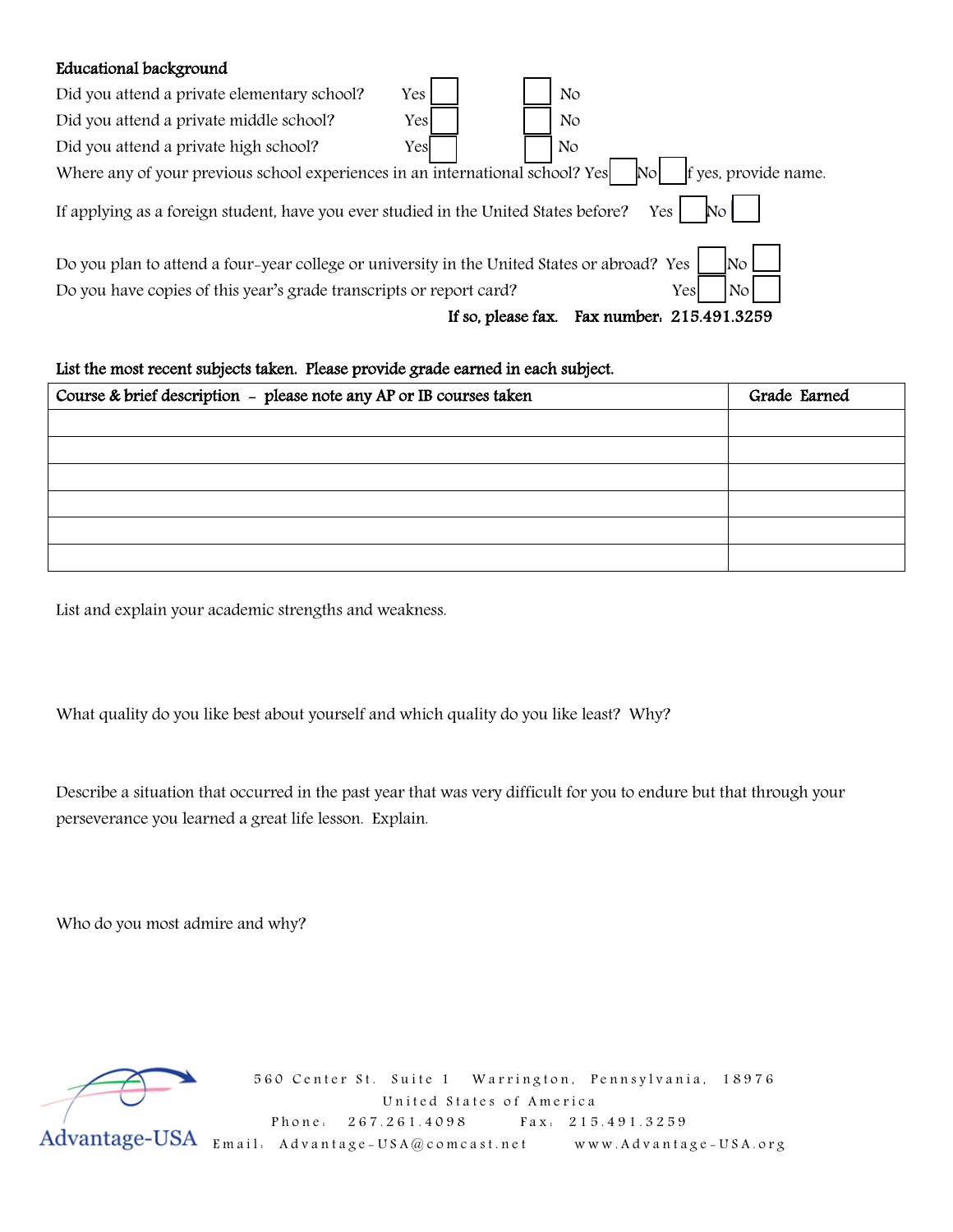**Educational background**

Did you attend a private elementary school? Yes ☐ ☐ No

Did you attend a private middle school? Yes ☐ ☐ No

Did you attend a private high school? Yes ☐ ☐ No

Where any of your previous school experiences in an international school? Yes ☐ No ☐ If yes, provide name.

If applying as a foreign student, have you ever studied in the United States before? Yes ☐ No ☐

Do you plan to attend a four-year college or university in the United States or abroad? Yes ☐ No ☐

Do you have copies of this year's grade transcripts or report card? Yes ☐ No ☐

**If so, please fax. Fax number: 215.491.3259**

**List the most recent subjects taken. Please provide grade earned in each subject.**

| Course & brief description - please note any AP or IB courses taken | Grade Earned |
|---|---|
| | |
| | |
| | |
| | |
| | |
| | |

List and explain your academic strengths and weakness.

What quality do you like best about yourself and which quality do you like least? Why?

Describe a situation that occurred in the past year that was very difficult for you to endure but that through your perseverance you learned a great life lesson. Explain.

Who do you most admire and why?

Advantage-USA

560 Center St. Suite 1 Warrington, Pennsylvania, 18976
United States of America
Phone: 267.261.4098 Fax: 215.491.3259
Email: Advantage-USA@comcast.net www.Advantage-USA.org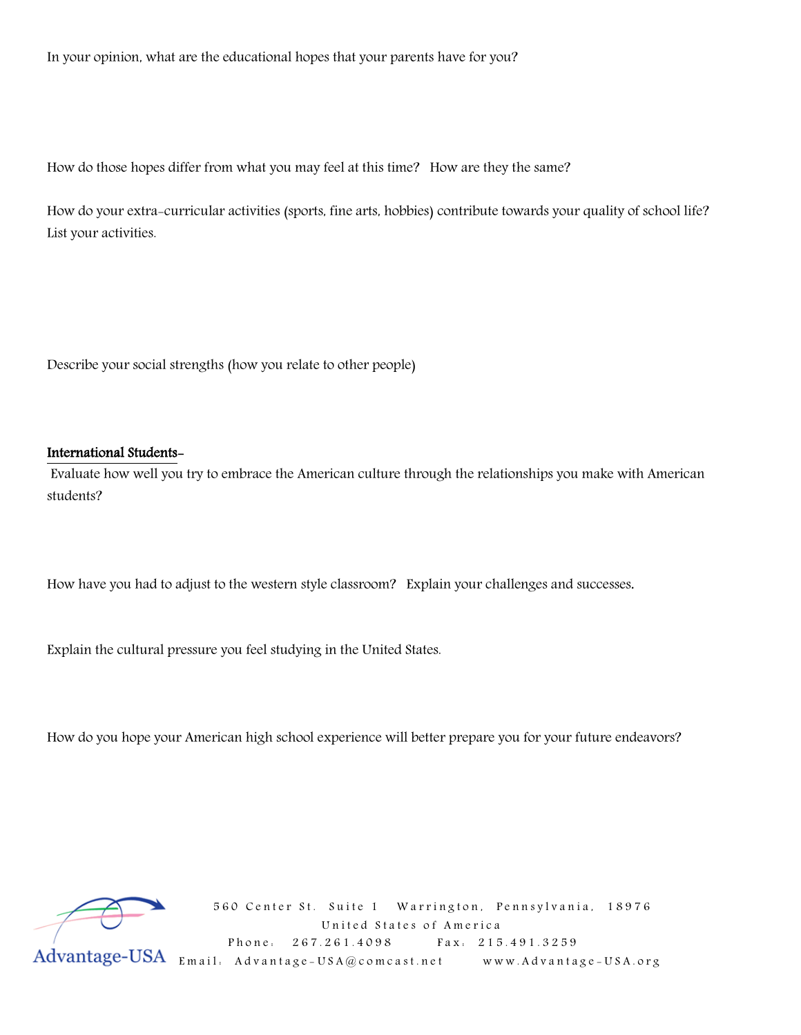In your opinion, what are the educational hopes that your parents have for you?

How do those hopes differ from what you may feel at this time? How are they the same?

How do your extra-curricular activities (sports, fine arts, hobbies) contribute towards your quality of school life? List your activities.

Describe your social strengths (how you relate to other people)

**International Students-**

Evaluate how well you try to embrace the American culture through the relationships you make with American students?

How have you had to adjust to the western style classroom? Explain your challenges and successes.

Explain the cultural pressure you feel studying in the United States.

How do you hope your American high school experience will better prepare you for your future endeavors?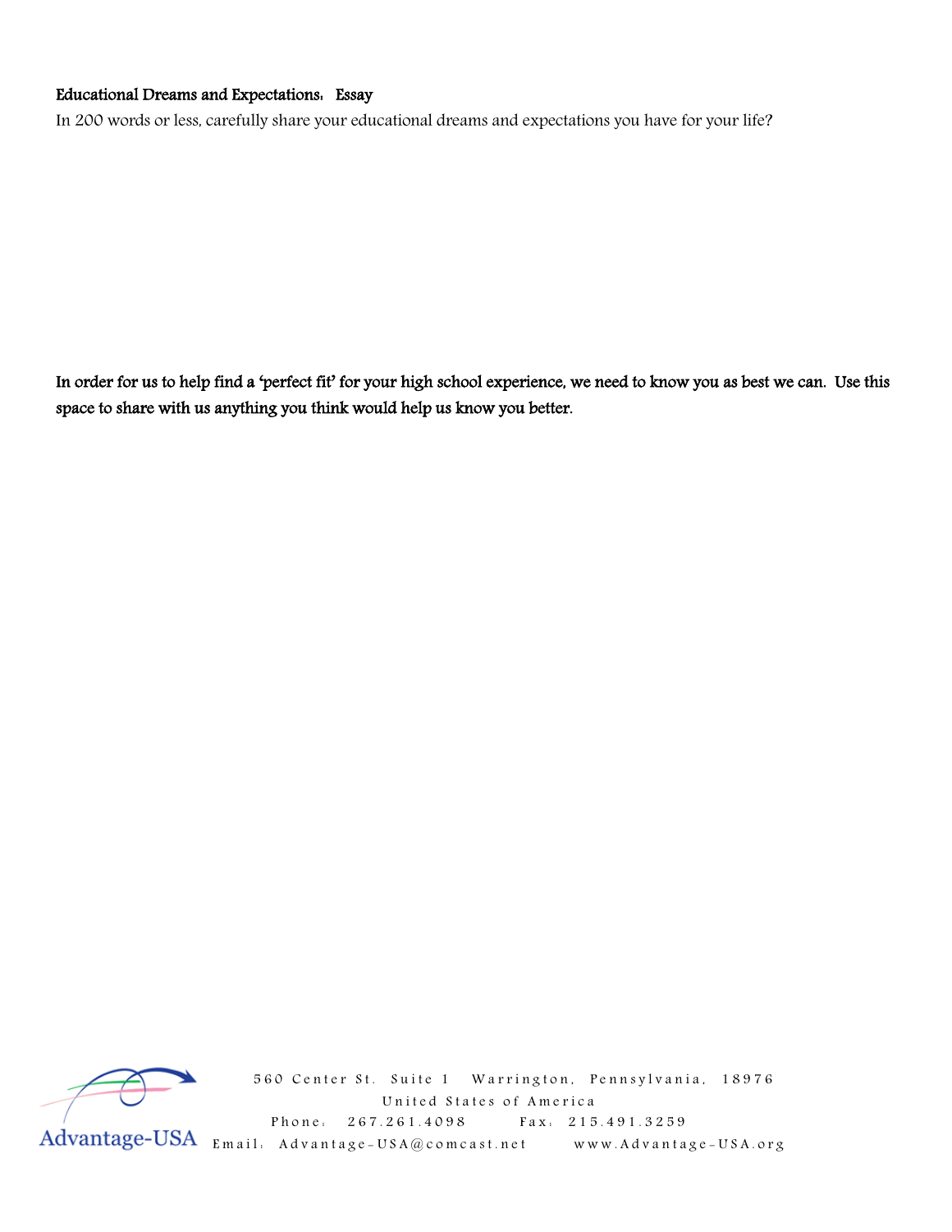**Educational Dreams and Expectations: Essay**

In 200 words or less, carefully share your educational dreams and expectations you have for your life?

**In order for us to help find a 'perfect fit' for your high school experience, we need to know you as best we can. Use this space to share with us anything you think would help us know you better.**

Advantage-USA

560 Center St. Suite 1 Warrington, Pennsylvania, 18976
United States of America
Phone: 267.261.4098 Fax: 215.491.3259
Email: Advantage-USA@comcast.net www.Advantage-USA.org